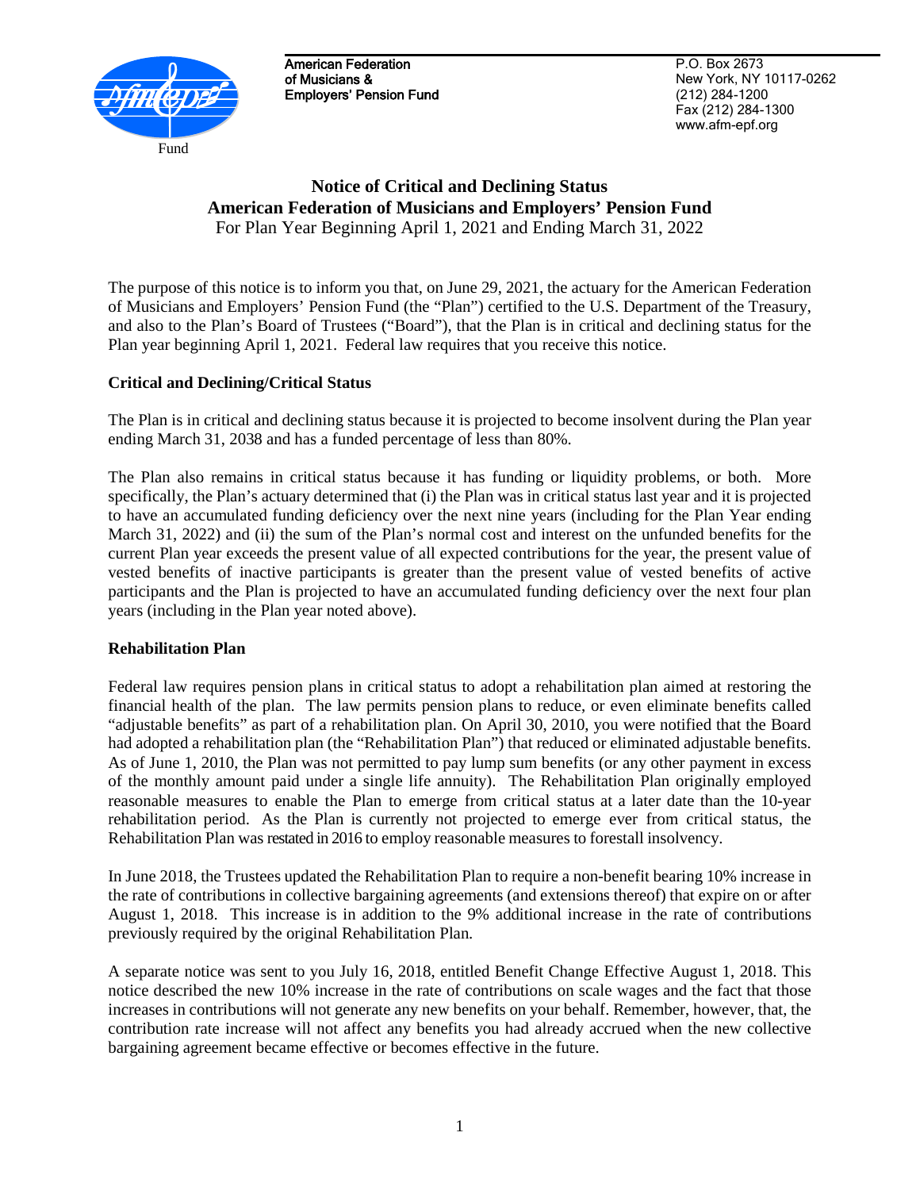American Federation of Musicians & Employers' Pension Fund

P.O. Box 2673
New York, NY 10117-0262
(212) 284-1200
Fax (212) 284-1300
www.afm-epf.org

# Notice of Critical and Declining Status
## American Federation of Musicians and Employers' Pension Fund
For Plan Year Beginning April 1, 2021 and Ending March 31, 2022

The purpose of this notice is to inform you that, on June 29, 2021, the actuary for the American Federation of Musicians and Employers' Pension Fund (the "Plan") certified to the U.S. Department of the Treasury, and also to the Plan's Board of Trustees ("Board"), that the Plan is in critical and declining status for the Plan year beginning April 1, 2021. Federal law requires that you receive this notice.

### Critical and Declining/Critical Status

The Plan is in critical and declining status because it is projected to become insolvent during the Plan year ending March 31, 2038 and has a funded percentage of less than 80%.

The Plan also remains in critical status because it has funding or liquidity problems, or both. More specifically, the Plan's actuary determined that (i) the Plan was in critical status last year and it is projected to have an accumulated funding deficiency over the next nine years (including for the Plan Year ending March 31, 2022) and (ii) the sum of the Plan's normal cost and interest on the unfunded benefits for the current Plan year exceeds the present value of all expected contributions for the year, the present value of vested benefits of inactive participants is greater than the present value of vested benefits of active participants and the Plan is projected to have an accumulated funding deficiency over the next four plan years (including in the Plan year noted above).

### Rehabilitation Plan

Federal law requires pension plans in critical status to adopt a rehabilitation plan aimed at restoring the financial health of the plan. The law permits pension plans to reduce, or even eliminate benefits called "adjustable benefits" as part of a rehabilitation plan. On April 30, 2010, you were notified that the Board had adopted a rehabilitation plan (the "Rehabilitation Plan") that reduced or eliminated adjustable benefits. As of June 1, 2010, the Plan was not permitted to pay lump sum benefits (or any other payment in excess of the monthly amount paid under a single life annuity). The Rehabilitation Plan originally employed reasonable measures to enable the Plan to emerge from critical status at a later date than the 10-year rehabilitation period. As the Plan is currently not projected to emerge ever from critical status, the Rehabilitation Plan was restated in 2016 to employ reasonable measures to forestall insolvency.

In June 2018, the Trustees updated the Rehabilitation Plan to require a non-benefit bearing 10% increase in the rate of contributions in collective bargaining agreements (and extensions thereof) that expire on or after August 1, 2018. This increase is in addition to the 9% additional increase in the rate of contributions previously required by the original Rehabilitation Plan.

A separate notice was sent to you July 16, 2018, entitled Benefit Change Effective August 1, 2018. This notice described the new 10% increase in the rate of contributions on scale wages and the fact that those increases in contributions will not generate any new benefits on your behalf. Remember, however, that, the contribution rate increase will not affect any benefits you had already accrued when the new collective bargaining agreement became effective or becomes effective in the future.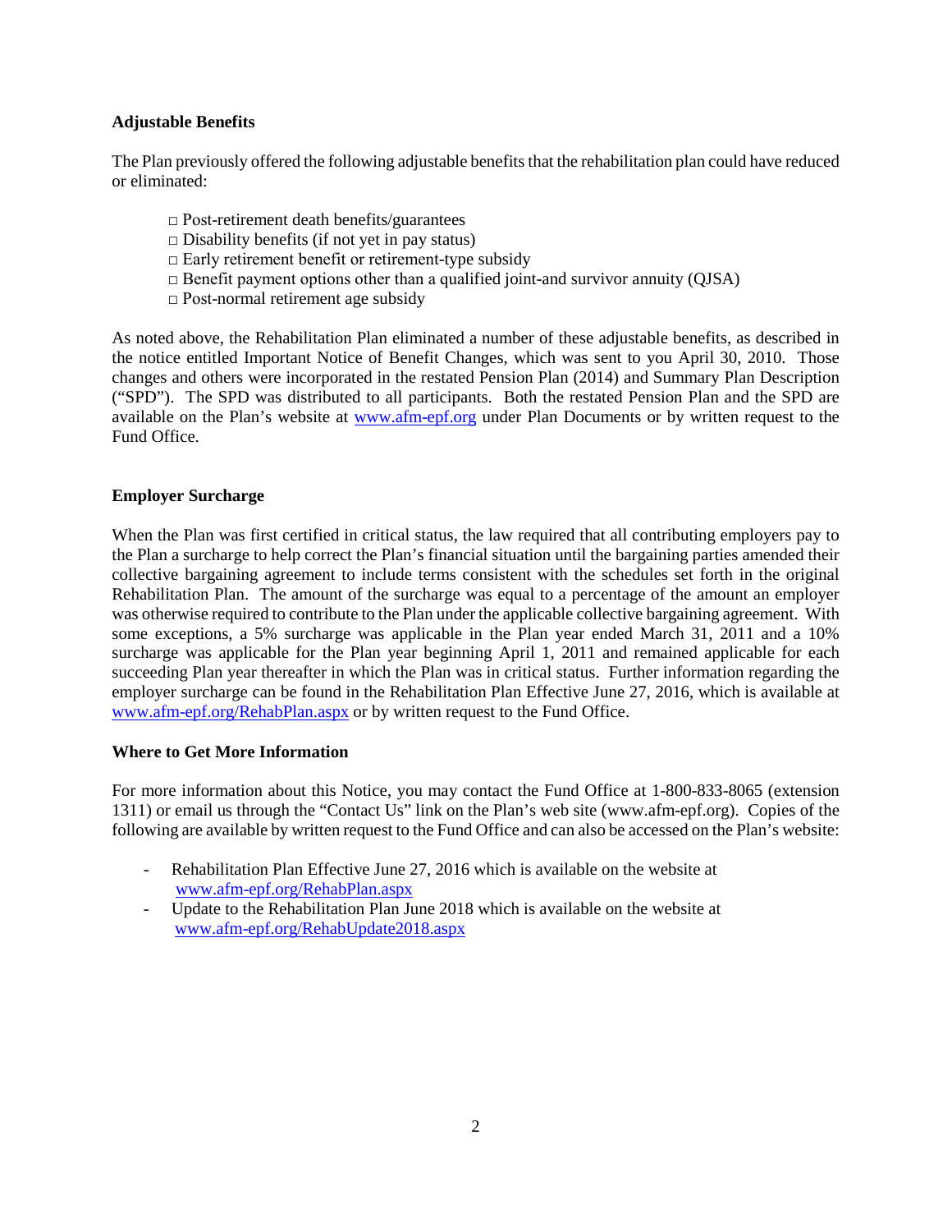**Adjustable Benefits**

The Plan previously offered the following adjustable benefits that the rehabilitation plan could have reduced or eliminated:

- □ Post-retirement death benefits/guarantees
- □ Disability benefits (if not yet in pay status)
- □ Early retirement benefit or retirement-type subsidy
- □ Benefit payment options other than a qualified joint-and survivor annuity (QJSA)
- □ Post-normal retirement age subsidy

As noted above, the Rehabilitation Plan eliminated a number of these adjustable benefits, as described in the notice entitled Important Notice of Benefit Changes, which was sent to you April 30, 2010. Those changes and others were incorporated in the restated Pension Plan (2014) and Summary Plan Description ("SPD"). The SPD was distributed to all participants. Both the restated Pension Plan and the SPD are available on the Plan's website at [www.afm-epf.org](http://www.afm-epf.org) under Plan Documents or by written request to the Fund Office.

**Employer Surcharge**

When the Plan was first certified in critical status, the law required that all contributing employers pay to the Plan a surcharge to help correct the Plan's financial situation until the bargaining parties amended their collective bargaining agreement to include terms consistent with the schedules set forth in the original Rehabilitation Plan. The amount of the surcharge was equal to a percentage of the amount an employer was otherwise required to contribute to the Plan under the applicable collective bargaining agreement. With some exceptions, a 5% surcharge was applicable in the Plan year ended March 31, 2011 and a 10% surcharge was applicable for the Plan year beginning April 1, 2011 and remained applicable for each succeeding Plan year thereafter in which the Plan was in critical status. Further information regarding the employer surcharge can be found in the Rehabilitation Plan Effective June 27, 2016, which is available at [www.afm-epf.org/RehabPlan.aspx](http://www.afm-epf.org/RehabPlan.aspx) or by written request to the Fund Office.

**Where to Get More Information**

For more information about this Notice, you may contact the Fund Office at 1-800-833-8065 (extension 1311) or email us through the "Contact Us" link on the Plan's web site (www.afm-epf.org). Copies of the following are available by written request to the Fund Office and can also be accessed on the Plan's website:

- Rehabilitation Plan Effective June 27, 2016 which is available on the website at [www.afm-epf.org/RehabPlan.aspx](http://www.afm-epf.org/RehabPlan.aspx)
- Update to the Rehabilitation Plan June 2018 which is available on the website at [www.afm-epf.org/RehabUpdate2018.aspx](http://www.afm-epf.org/RehabUpdate2018.aspx)